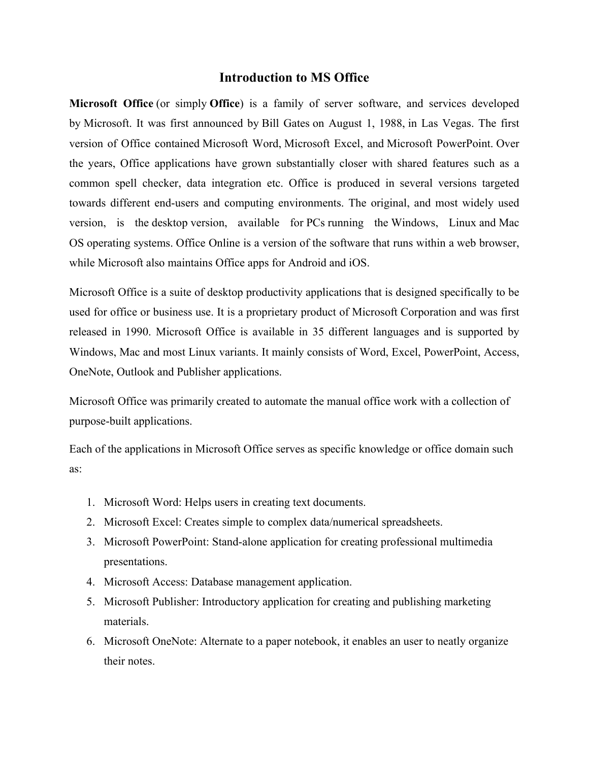# Introduction to MS Office

**Microsoft Office** (or simply **Office**) is a family of server software, and services developed by Microsoft. It was first announced by Bill Gates on August 1, 1988, in Las Vegas. The first version of Office contained Microsoft Word, Microsoft Excel, and Microsoft PowerPoint. Over the years, Office applications have grown substantially closer with shared features such as a common spell checker, data integration etc. Office is produced in several versions targeted towards different end-users and computing environments. The original, and most widely used version, is the desktop version, available for PCs running the Windows, Linux and Mac OS operating systems. Office Online is a version of the software that runs within a web browser, while Microsoft also maintains Office apps for Android and iOS.

Microsoft Office is a suite of desktop productivity applications that is designed specifically to be used for office or business use. It is a proprietary product of Microsoft Corporation and was first released in 1990. Microsoft Office is available in 35 different languages and is supported by Windows, Mac and most Linux variants. It mainly consists of Word, Excel, PowerPoint, Access, OneNote, Outlook and Publisher applications.

Microsoft Office was primarily created to automate the manual office work with a collection of purpose-built applications.

Each of the applications in Microsoft Office serves as specific knowledge or office domain such as:

1. Microsoft Word: Helps users in creating text documents.
2. Microsoft Excel: Creates simple to complex data/numerical spreadsheets.
3. Microsoft PowerPoint: Stand-alone application for creating professional multimedia presentations.
4. Microsoft Access: Database management application.
5. Microsoft Publisher: Introductory application for creating and publishing marketing materials.
6. Microsoft OneNote: Alternate to a paper notebook, it enables an user to neatly organize their notes.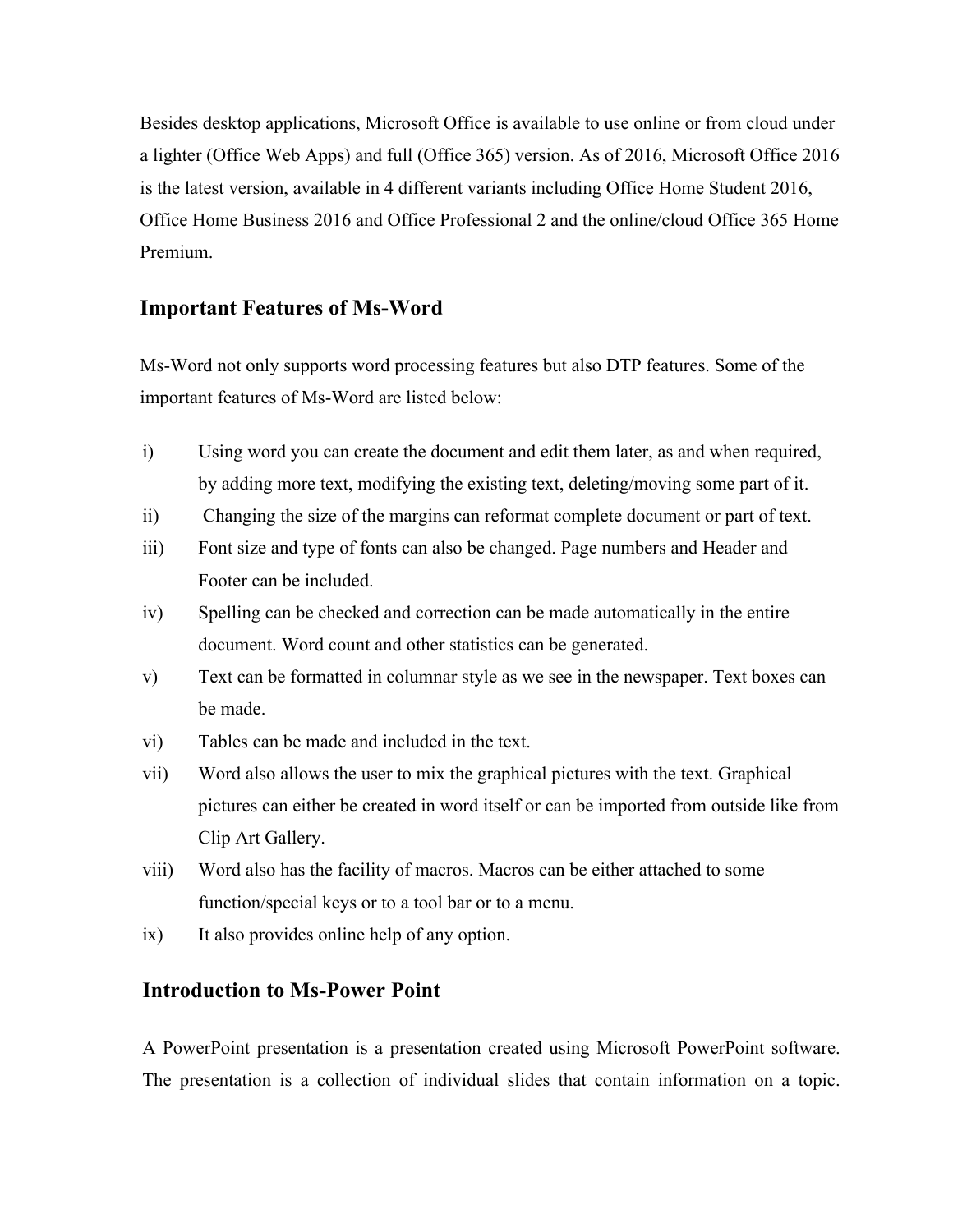Besides desktop applications, Microsoft Office is available to use online or from cloud under a lighter (Office Web Apps) and full (Office 365) version. As of 2016, Microsoft Office 2016 is the latest version, available in 4 different variants including Office Home Student 2016, Office Home Business 2016 and Office Professional 2 and the online/cloud Office 365 Home Premium.

## Important Features of Ms-Word

Ms-Word not only supports word processing features but also DTP features. Some of the important features of Ms-Word are listed below:

i) Using word you can create the document and edit them later, as and when required, by adding more text, modifying the existing text, deleting/moving some part of it.

ii) Changing the size of the margins can reformat complete document or part of text.

iii) Font size and type of fonts can also be changed. Page numbers and Header and Footer can be included.

iv) Spelling can be checked and correction can be made automatically in the entire document. Word count and other statistics can be generated.

v) Text can be formatted in columnar style as we see in the newspaper. Text boxes can be made.

vi) Tables can be made and included in the text.

vii) Word also allows the user to mix the graphical pictures with the text. Graphical pictures can either be created in word itself or can be imported from outside like from Clip Art Gallery.

viii) Word also has the facility of macros. Macros can be either attached to some function/special keys or to a tool bar or to a menu.

ix) It also provides online help of any option.

## Introduction to Ms-Power Point

A PowerPoint presentation is a presentation created using Microsoft PowerPoint software. The presentation is a collection of individual slides that contain information on a topic.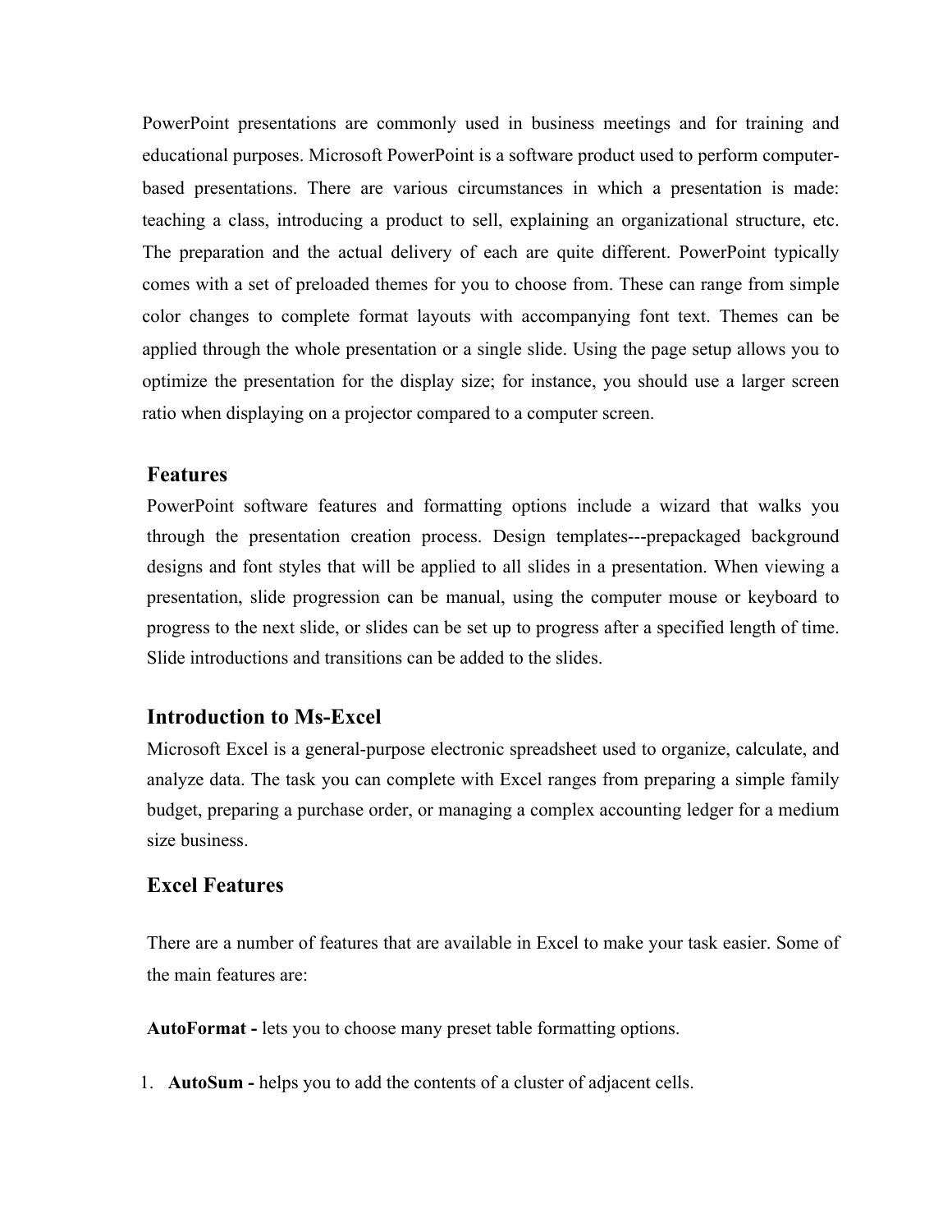PowerPoint presentations are commonly used in business meetings and for training and educational purposes. Microsoft PowerPoint is a software product used to perform computer-based presentations. There are various circumstances in which a presentation is made: teaching a class, introducing a product to sell, explaining an organizational structure, etc. The preparation and the actual delivery of each are quite different. PowerPoint typically comes with a set of preloaded themes for you to choose from. These can range from simple color changes to complete format layouts with accompanying font text. Themes can be applied through the whole presentation or a single slide. Using the page setup allows you to optimize the presentation for the display size; for instance, you should use a larger screen ratio when displaying on a projector compared to a computer screen.

## Features

PowerPoint software features and formatting options include a wizard that walks you through the presentation creation process. Design templates---prepackaged background designs and font styles that will be applied to all slides in a presentation. When viewing a presentation, slide progression can be manual, using the computer mouse or keyboard to progress to the next slide, or slides can be set up to progress after a specified length of time. Slide introductions and transitions can be added to the slides.

## Introduction to Ms-Excel

Microsoft Excel is a general-purpose electronic spreadsheet used to organize, calculate, and analyze data. The task you can complete with Excel ranges from preparing a simple family budget, preparing a purchase order, or managing a complex accounting ledger for a medium size business.

## Excel Features

There are a number of features that are available in Excel to make your task easier. Some of the main features are:

**AutoFormat -** lets you to choose many preset table formatting options.

1. **AutoSum -** helps you to add the contents of a cluster of adjacent cells.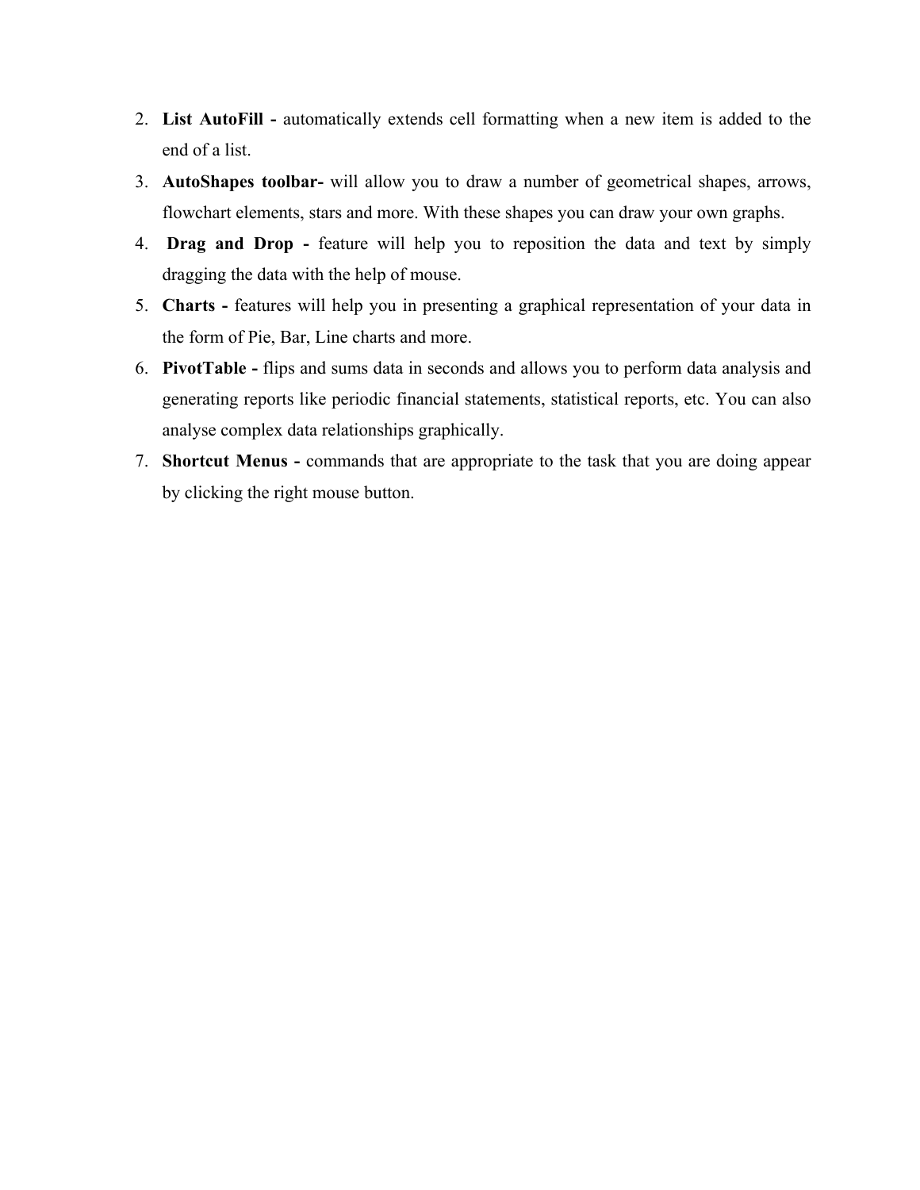2. **List AutoFill -** automatically extends cell formatting when a new item is added to the end of a list.
3. **AutoShapes toolbar-** will allow you to draw a number of geometrical shapes, arrows, flowchart elements, stars and more. With these shapes you can draw your own graphs.
4. **Drag and Drop -** feature will help you to reposition the data and text by simply dragging the data with the help of mouse.
5. **Charts -** features will help you in presenting a graphical representation of your data in the form of Pie, Bar, Line charts and more.
6. **PivotTable -** flips and sums data in seconds and allows you to perform data analysis and generating reports like periodic financial statements, statistical reports, etc. You can also analyse complex data relationships graphically.
7. **Shortcut Menus -** commands that are appropriate to the task that you are doing appear by clicking the right mouse button.